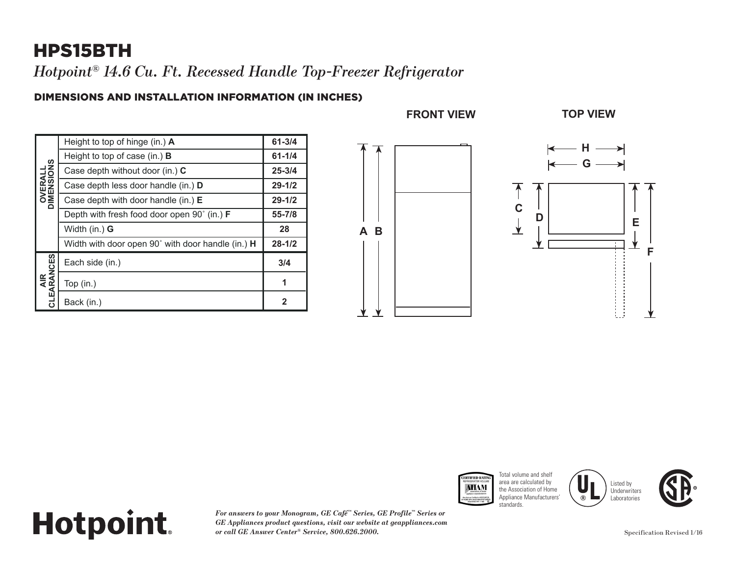# HPS15BTH

*Hotpoint® 14.6 Cu. Ft. Recessed Handle Top-Freezer Refrigerator*

## DIMENSIONS AND INSTALLATION INFORMATION (IN INCHES)

| | | |
|---|---|---|
| OVERALL DIMENSIONS | Height to top of hinge (in.) **A** | 61-3/4 |
| | Height to top of case (in.) **B** | 61-1/4 |
| | Case depth without door (in.) **C** | 25-3/4 |
| | Case depth less door handle (in.) **D** | 29-1/2 |
| | Case depth with door handle (in.) **E** | 29-1/2 |
| | Depth with fresh food door open 90˚ (in.) **F** | 55-7/8 |
| | Width (in.) **G** | 28 |
| | Width with door open 90˚ with door handle (in.) **H** | 28-1/2 |
| AIR CLEARANCES | Each side (in.) | 3/4 |
| | Top (in.) | 1 |
| | Back (in.) | 2 |

**FRONT VIEW**

A B

**TOP VIEW**

H G C D E F

Total volume and shelf area are calculated by the Association of Home Appliance Manufacturers' standards.

Listed by Underwriters Laboratories

**Hotpoint.**

*For answers to your Monogram, GE Café™ Series, GE Profile™ Series or GE Appliances product questions, visit our website at geappliances.com or call GE Answer Center® Service, 800.626.2000.*

Specification Revised 1/16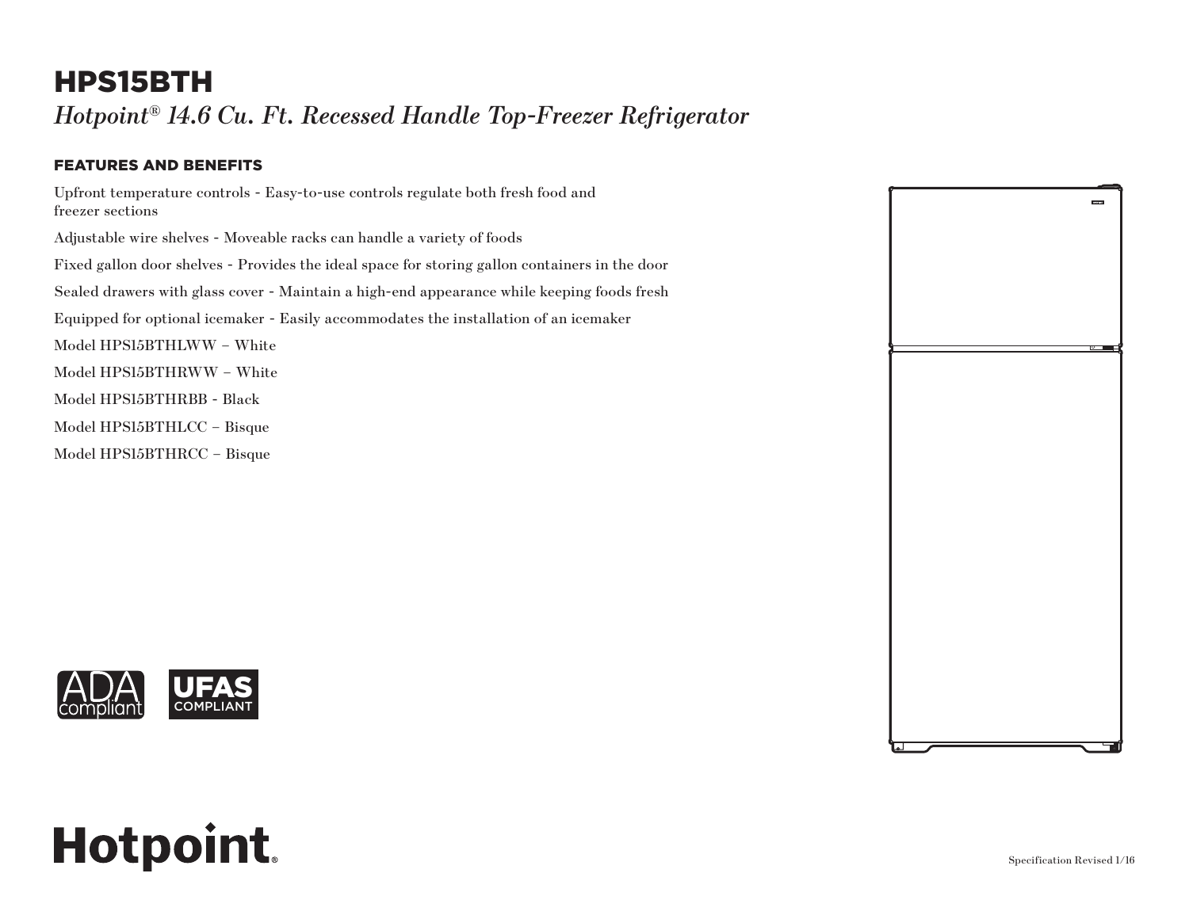# HPS15BTH

*Hotpoint® 14.6 Cu. Ft. Recessed Handle Top-Freezer Refrigerator*

## FEATURES AND BENEFITS

Upfront temperature controls - Easy-to-use controls regulate both fresh food and freezer sections

Adjustable wire shelves - Moveable racks can handle a variety of foods

Fixed gallon door shelves - Provides the ideal space for storing gallon containers in the door

Sealed drawers with glass cover - Maintain a high-end appearance while keeping foods fresh

Equipped for optional icemaker - Easily accommodates the installation of an icemaker

Model HPS15BTHLWW – White

Model HPS15BTHRWW – White

Model HPS15BTHRBB - Black

Model HPS15BTHLCC – Bisque

Model HPS15BTHRCC – Bisque

ADA compliant

UFAS COMPLIANT

Hotpoint®

Specification Revised 1/16